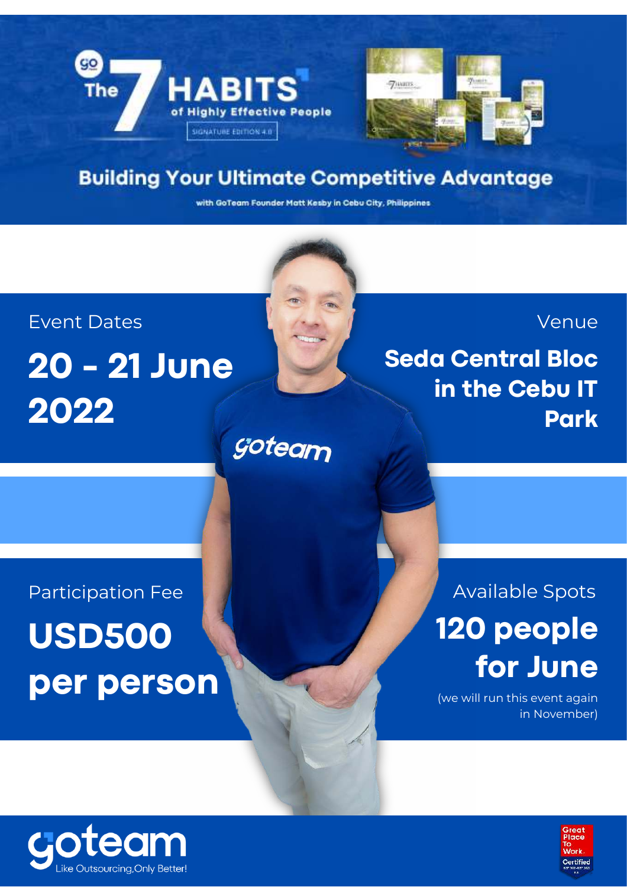# The 7 HABITS of Highly Effective People

SIGNATURE EDITION 4.0

## Building Your Ultimate Competitive Advantage

with GoTeam Founder Matt Kesby in Cebu City, Philippines

Event Dates

**20 - 21 June 2022**

Venue

**Seda Central Bloc in the Cebu IT Park**

Participation Fee

**USD500 per person**

Available Spots

**120 people for June**

(we will run this event again in November)

goteam

Like Outsourcing,Only Better!

Great Place To Work. Certified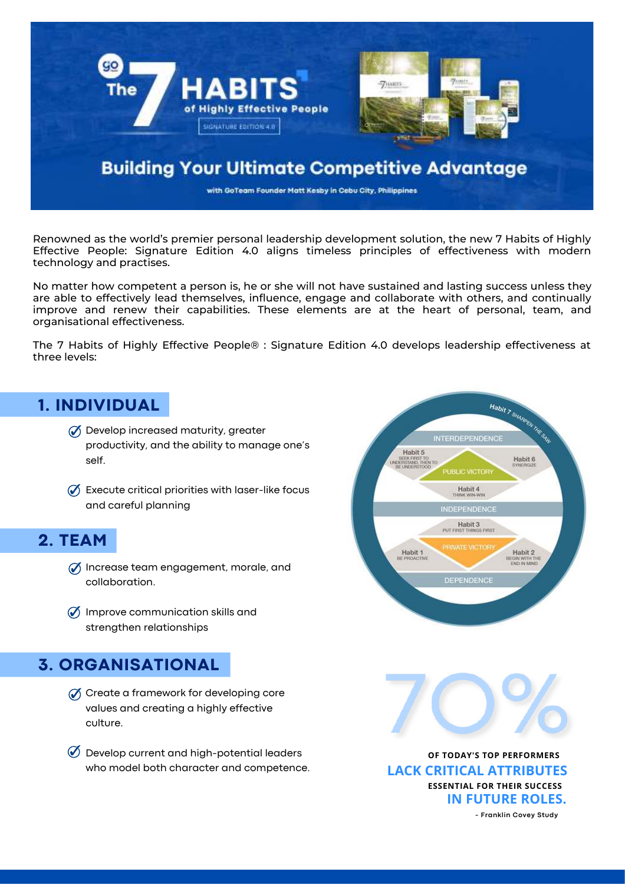# The 7 HABITS of Highly Effective People

SIGNATURE EDITION 4.0

## Building Your Ultimate Competitive Advantage

with GoTeam Founder Matt Kesby in Cebu City, Philippines

Renowned as the world's premier personal leadership development solution, the new 7 Habits of Highly Effective People: Signature Edition 4.0 aligns timeless principles of effectiveness with modern technology and practises.

No matter how competent a person is, he or she will not have sustained and lasting success unless they are able to effectively lead themselves, influence, engage and collaborate with others, and continually improve and renew their capabilities. These elements are at the heart of personal, team, and organisational effectiveness.

The 7 Habits of Highly Effective People® : Signature Edition 4.0 develops leadership effectiveness at three levels:

## 1. INDIVIDUAL

- Develop increased maturity, greater productivity, and the ability to manage one's self.
- Execute critical priorities with laser-like focus and careful planning

## 2. TEAM

- Increase team engagement, morale, and collaboration.
- Improve communication skills and strengthen relationships

## 3. ORGANISATIONAL

- Create a framework for developing core values and creating a highly effective culture.
- Develop current and high-potential leaders who model both character and competence.

Habit 7 SHARPEN THE SAW

INTERDEPENDENCE

Habit 5 SEEK FIRST TO UNDERSTAND, THEN TO BE UNDERSTOOD

Habit 6 SYNERGIZE

PUBLIC VICTORY

Habit 4 THINK WIN-WIN

INDEPENDENCE

Habit 3 PUT FIRST THINGS FIRST

Habit 1 BE PROACTIVE

PRIVATE VICTORY

Habit 2 BEGIN WITH THE END IN MIND

DEPENDENCE

**70%**

**OF TODAY'S TOP PERFORMERS**
**LACK CRITICAL ATTRIBUTES**
**ESSENTIAL FOR THEIR SUCCESS**
**IN FUTURE ROLES.**

- Franklin Covey Study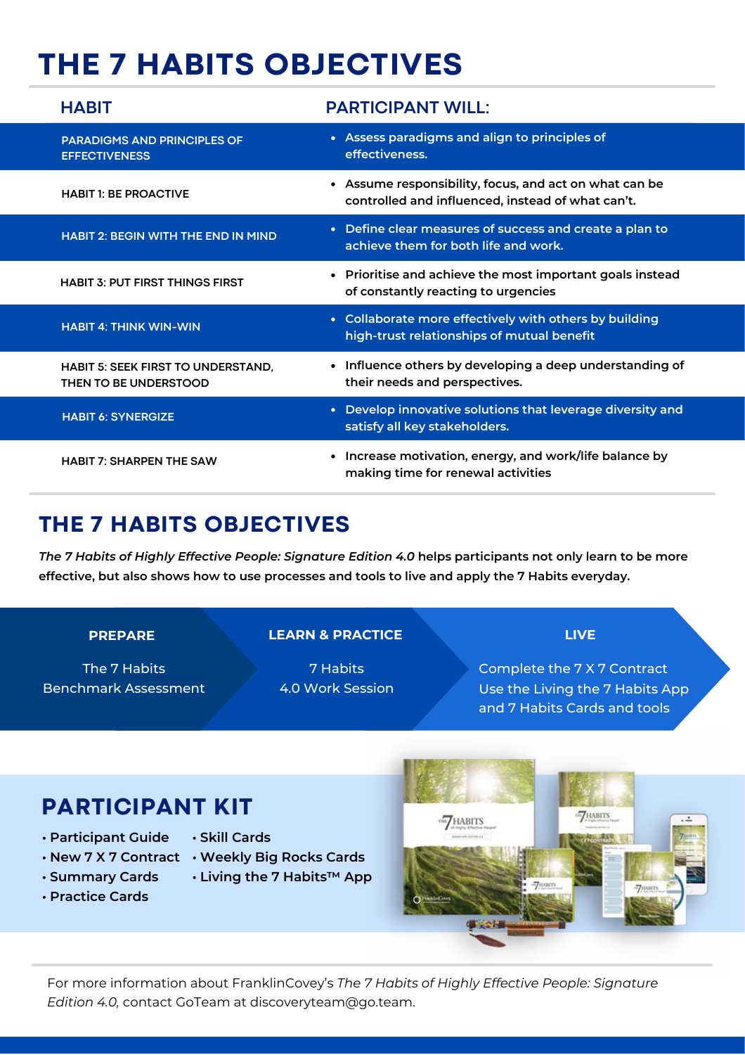# THE 7 HABITS OBJECTIVES

| HABIT | PARTICIPANT WILL: |
|---|---|
| PARADIGMS AND PRINCIPLES OF EFFECTIVENESS | • Assess paradigms and align to principles of effectiveness. |
| HABIT 1: BE PROACTIVE | • Assume responsibility, focus, and act on what can be controlled and influenced, instead of what can't. |
| HABIT 2: BEGIN WITH THE END IN MIND | • Define clear measures of success and create a plan to achieve them for both life and work. |
| HABIT 3: PUT FIRST THINGS FIRST | • Prioritise and achieve the most important goals instead of constantly reacting to urgencies |
| HABIT 4: THINK WIN-WIN | • Collaborate more effectively with others by building high-trust relationships of mutual benefit |
| HABIT 5: SEEK FIRST TO UNDERSTAND, THEN TO BE UNDERSTOOD | • Influence others by developing a deep understanding of their needs and perspectives. |
| HABIT 6: SYNERGIZE | • Develop innovative solutions that leverage diversity and satisfy all key stakeholders. |
| HABIT 7: SHARPEN THE SAW | • Increase motivation, energy, and work/life balance by making time for renewal activities |

## THE 7 HABITS OBJECTIVES

***The 7 Habits of Highly Effective People: Signature Edition 4.0*** **helps participants not only learn to be more effective, but also shows how to use processes and tools to live and apply the 7 Habits everyday.**

**PREPARE**

The 7 Habits
Benchmark Assessment

**LEARN & PRACTICE**

7 Habits
4.0 Work Session

**LIVE**

Complete the 7 X 7 Contract
Use the Living the 7 Habits App
and 7 Habits Cards and tools

## PARTICIPANT KIT

- Participant Guide
- New 7 X 7 Contract
- Summary Cards
- Practice Cards
- Skill Cards
- Weekly Big Rocks Cards
- Living the 7 Habits™ App

For more information about FranklinCovey's *The 7 Habits of Highly Effective People: Signature Edition 4.0*, contact GoTeam at discoveryteam@go.team.